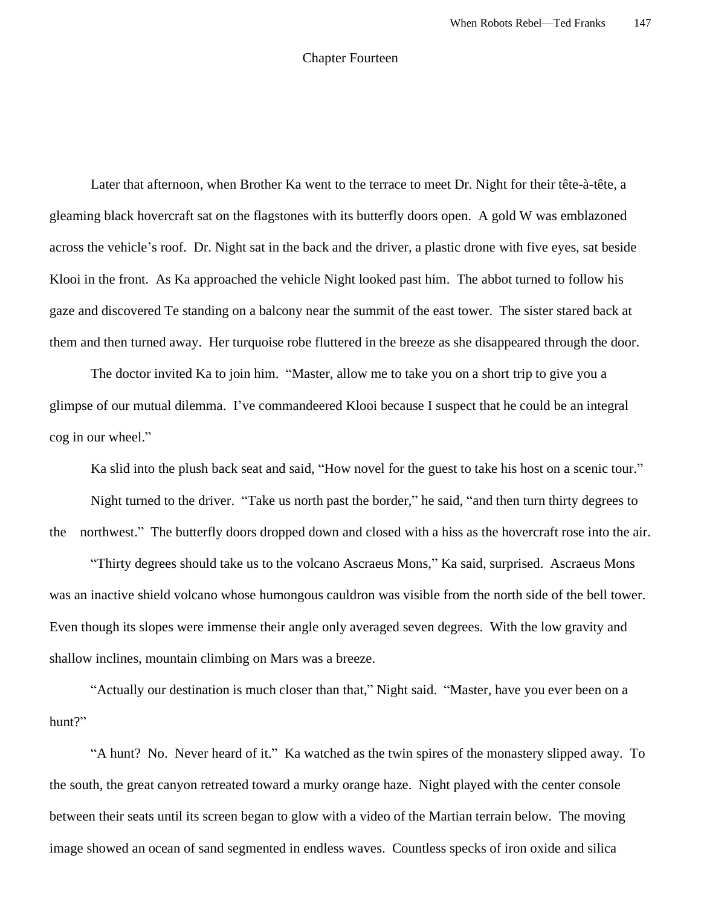# Chapter Fourteen

Later that afternoon, when Brother Ka went to the terrace to meet Dr. Night for their tête-à-tête, a gleaming black hovercraft sat on the flagstones with its butterfly doors open. A gold W was emblazoned across the vehicle's roof. Dr. Night sat in the back and the driver, a plastic drone with five eyes, sat beside Klooi in the front. As Ka approached the vehicle Night looked past him. The abbot turned to follow his gaze and discovered Te standing on a balcony near the summit of the east tower. The sister stared back at them and then turned away. Her turquoise robe fluttered in the breeze as she disappeared through the door.

The doctor invited Ka to join him. "Master, allow me to take you on a short trip to give you a glimpse of our mutual dilemma. I've commandeered Klooi because I suspect that he could be an integral cog in our wheel."

Ka slid into the plush back seat and said, "How novel for the guest to take his host on a scenic tour."

Night turned to the driver. "Take us north past the border," he said, "and then turn thirty degrees to the northwest." The butterfly doors dropped down and closed with a hiss as the hovercraft rose into the air.

"Thirty degrees should take us to the volcano Ascraeus Mons," Ka said, surprised. Ascraeus Mons was an inactive shield volcano whose humongous cauldron was visible from the north side of the bell tower. Even though its slopes were immense their angle only averaged seven degrees. With the low gravity and shallow inclines, mountain climbing on Mars was a breeze.

"Actually our destination is much closer than that," Night said. "Master, have you ever been on a hunt?"

"A hunt? No. Never heard of it." Ka watched as the twin spires of the monastery slipped away. To the south, the great canyon retreated toward a murky orange haze. Night played with the center console between their seats until its screen began to glow with a video of the Martian terrain below. The moving image showed an ocean of sand segmented in endless waves. Countless specks of iron oxide and silica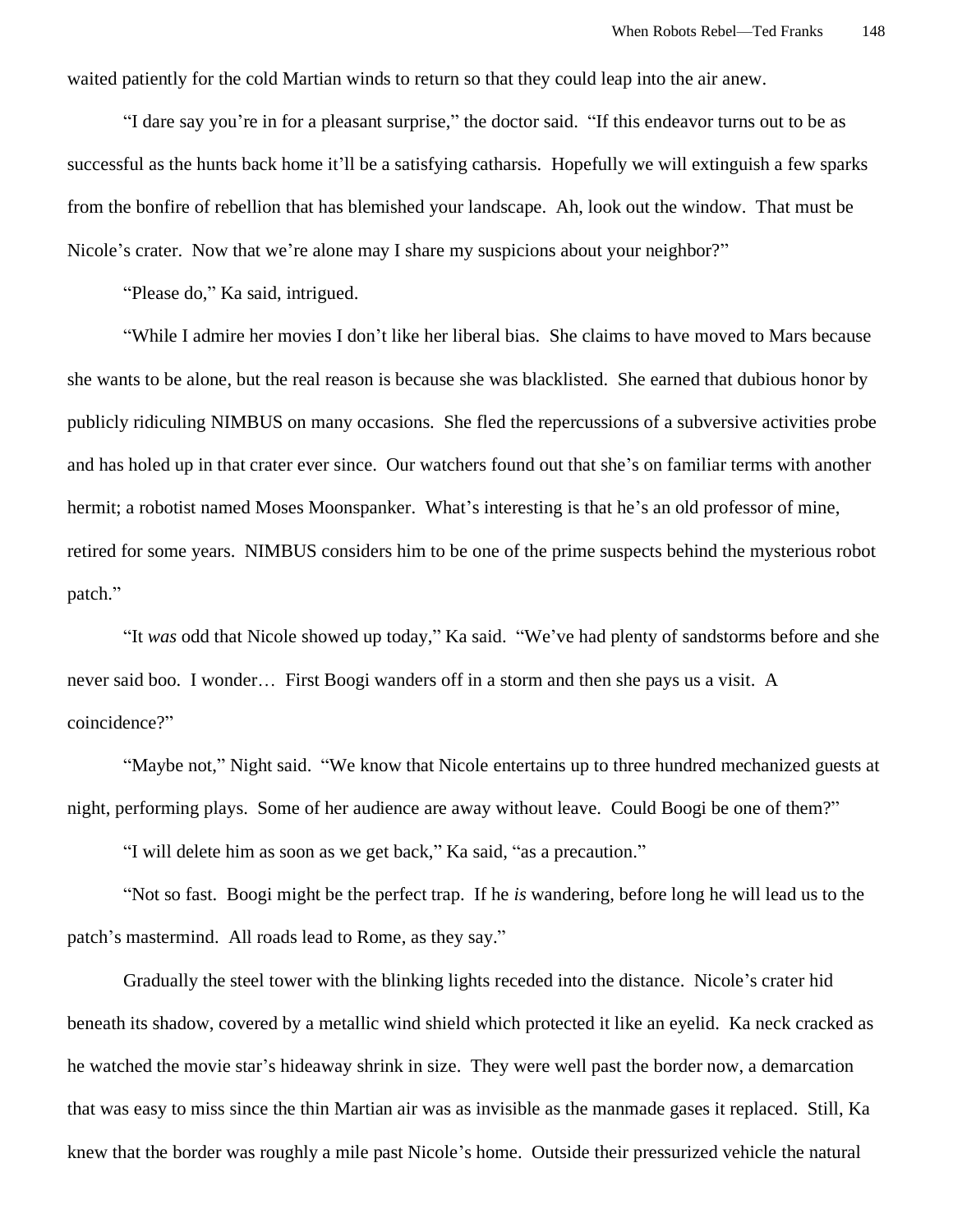waited patiently for the cold Martian winds to return so that they could leap into the air anew.

"I dare say you're in for a pleasant surprise," the doctor said. "If this endeavor turns out to be as successful as the hunts back home it'll be a satisfying catharsis. Hopefully we will extinguish a few sparks from the bonfire of rebellion that has blemished your landscape. Ah, look out the window. That must be Nicole's crater. Now that we're alone may I share my suspicions about your neighbor?"

"Please do," Ka said, intrigued.

"While I admire her movies I don't like her liberal bias. She claims to have moved to Mars because she wants to be alone, but the real reason is because she was blacklisted. She earned that dubious honor by publicly ridiculing NIMBUS on many occasions. She fled the repercussions of a subversive activities probe and has holed up in that crater ever since. Our watchers found out that she's on familiar terms with another hermit; a robotist named Moses Moonspanker. What's interesting is that he's an old professor of mine, retired for some years. NIMBUS considers him to be one of the prime suspects behind the mysterious robot patch."

"It *was* odd that Nicole showed up today," Ka said. "We've had plenty of sandstorms before and she never said boo. I wonder… First Boogi wanders off in a storm and then she pays us a visit. A coincidence?"

"Maybe not," Night said. "We know that Nicole entertains up to three hundred mechanized guests at night, performing plays. Some of her audience are away without leave. Could Boogi be one of them?"

"I will delete him as soon as we get back," Ka said, "as a precaution."

"Not so fast. Boogi might be the perfect trap. If he *is* wandering, before long he will lead us to the patch's mastermind. All roads lead to Rome, as they say."

Gradually the steel tower with the blinking lights receded into the distance. Nicole's crater hid beneath its shadow, covered by a metallic wind shield which protected it like an eyelid. Ka neck cracked as he watched the movie star's hideaway shrink in size. They were well past the border now, a demarcation that was easy to miss since the thin Martian air was as invisible as the manmade gases it replaced. Still, Ka knew that the border was roughly a mile past Nicole's home. Outside their pressurized vehicle the natural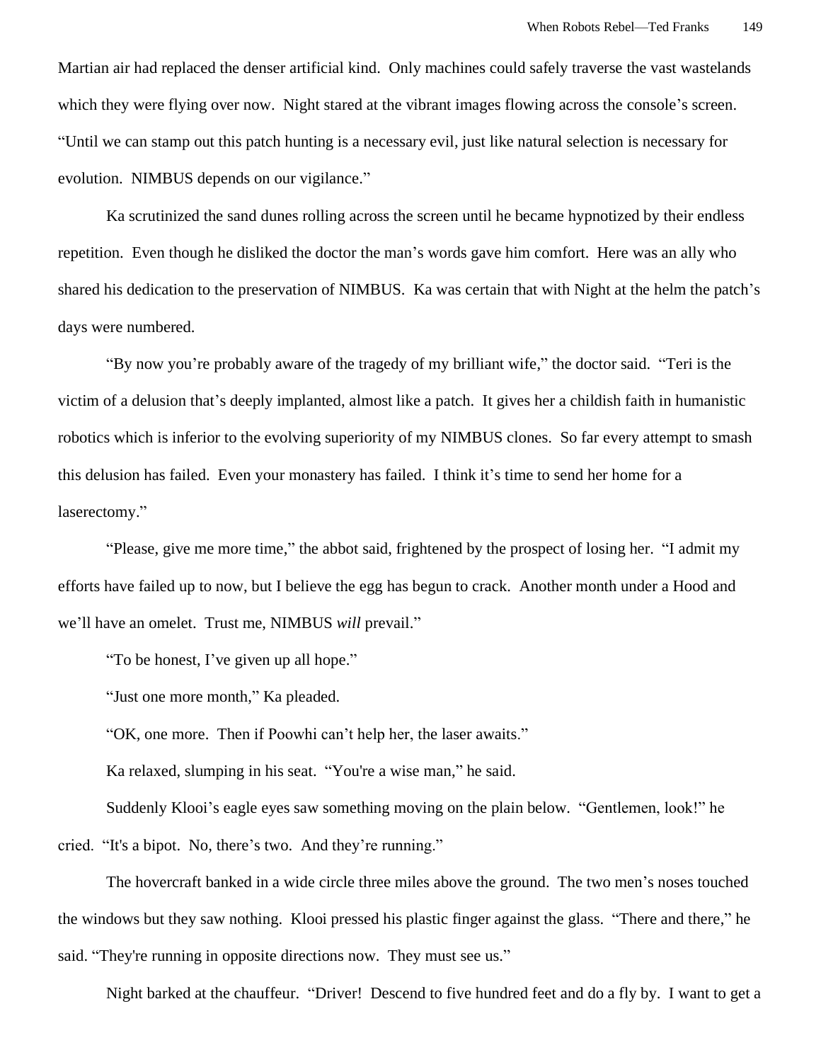Martian air had replaced the denser artificial kind. Only machines could safely traverse the vast wastelands which they were flying over now. Night stared at the vibrant images flowing across the console's screen. "Until we can stamp out this patch hunting is a necessary evil, just like natural selection is necessary for evolution. NIMBUS depends on our vigilance."

Ka scrutinized the sand dunes rolling across the screen until he became hypnotized by their endless repetition. Even though he disliked the doctor the man's words gave him comfort. Here was an ally who shared his dedication to the preservation of NIMBUS. Ka was certain that with Night at the helm the patch's days were numbered.

"By now you're probably aware of the tragedy of my brilliant wife," the doctor said. "Teri is the victim of a delusion that's deeply implanted, almost like a patch. It gives her a childish faith in humanistic robotics which is inferior to the evolving superiority of my NIMBUS clones. So far every attempt to smash this delusion has failed. Even your monastery has failed. I think it's time to send her home for a laserectomy."

"Please, give me more time," the abbot said, frightened by the prospect of losing her. "I admit my efforts have failed up to now, but I believe the egg has begun to crack. Another month under a Hood and we'll have an omelet. Trust me, NIMBUS *will* prevail."

"To be honest, I've given up all hope."

"Just one more month," Ka pleaded.

"OK, one more. Then if Poowhi can't help her, the laser awaits."

Ka relaxed, slumping in his seat. "You're a wise man," he said.

Suddenly Klooi's eagle eyes saw something moving on the plain below. "Gentlemen, look!" he cried. "It's a bipot. No, there's two. And they're running."

The hovercraft banked in a wide circle three miles above the ground. The two men's noses touched the windows but they saw nothing. Klooi pressed his plastic finger against the glass. "There and there," he said. "They're running in opposite directions now. They must see us."

Night barked at the chauffeur. "Driver! Descend to five hundred feet and do a fly by. I want to get a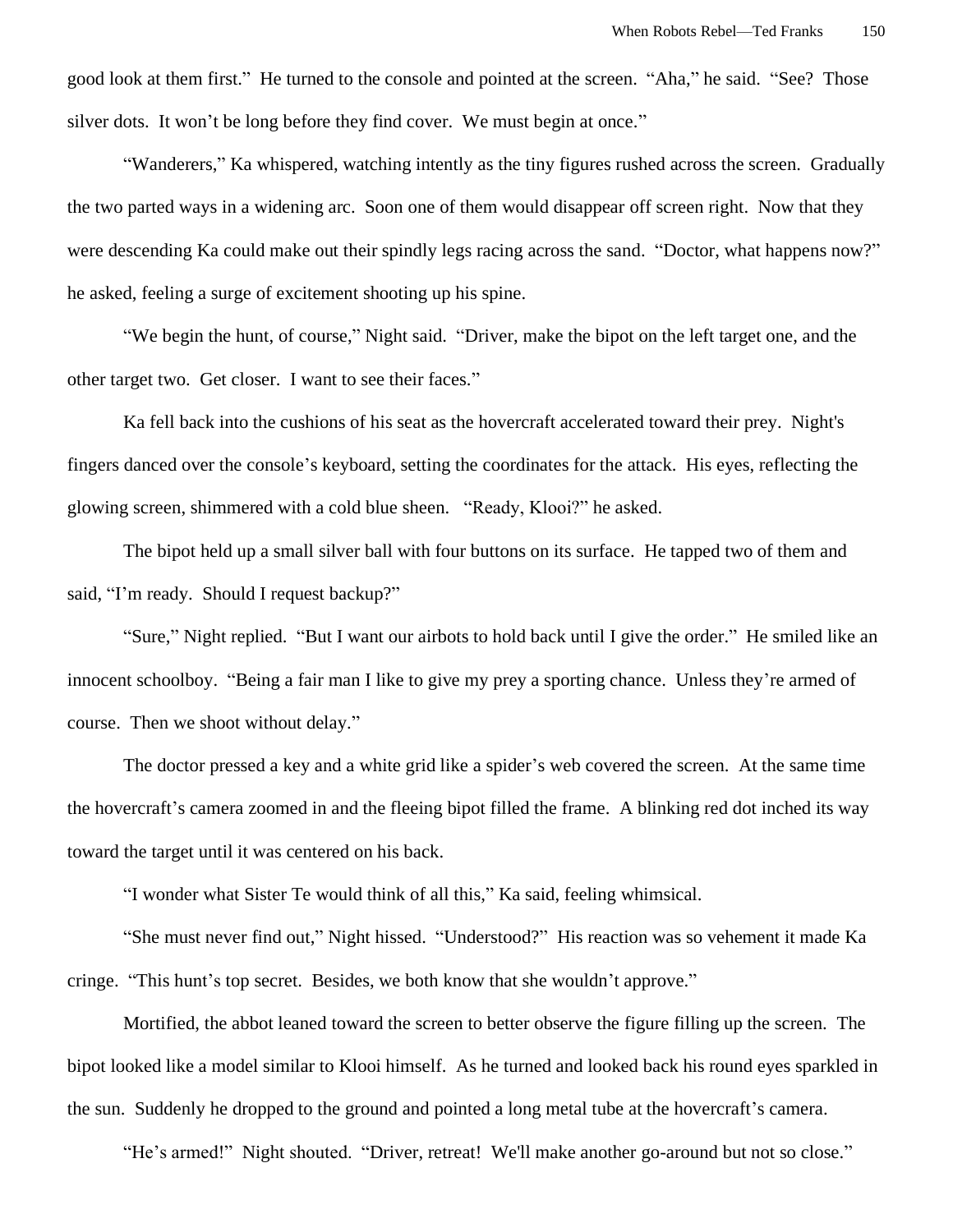good look at them first." He turned to the console and pointed at the screen. "Aha," he said. "See? Those silver dots. It won't be long before they find cover. We must begin at once."

"Wanderers," Ka whispered, watching intently as the tiny figures rushed across the screen. Gradually the two parted ways in a widening arc. Soon one of them would disappear off screen right. Now that they were descending Ka could make out their spindly legs racing across the sand. "Doctor, what happens now?" he asked, feeling a surge of excitement shooting up his spine.

"We begin the hunt, of course," Night said. "Driver, make the bipot on the left target one, and the other target two. Get closer. I want to see their faces."

Ka fell back into the cushions of his seat as the hovercraft accelerated toward their prey. Night's fingers danced over the console's keyboard, setting the coordinates for the attack. His eyes, reflecting the glowing screen, shimmered with a cold blue sheen. "Ready, Klooi?" he asked.

The bipot held up a small silver ball with four buttons on its surface. He tapped two of them and said, "I'm ready. Should I request backup?"

"Sure," Night replied. "But I want our airbots to hold back until I give the order." He smiled like an innocent schoolboy. "Being a fair man I like to give my prey a sporting chance. Unless they're armed of course. Then we shoot without delay."

The doctor pressed a key and a white grid like a spider's web covered the screen. At the same time the hovercraft's camera zoomed in and the fleeing bipot filled the frame. A blinking red dot inched its way toward the target until it was centered on his back.

"I wonder what Sister Te would think of all this," Ka said, feeling whimsical.

"She must never find out," Night hissed. "Understood?" His reaction was so vehement it made Ka cringe. "This hunt's top secret. Besides, we both know that she wouldn't approve."

Mortified, the abbot leaned toward the screen to better observe the figure filling up the screen. The bipot looked like a model similar to Klooi himself. As he turned and looked back his round eyes sparkled in the sun. Suddenly he dropped to the ground and pointed a long metal tube at the hovercraft's camera.

"He's armed!" Night shouted. "Driver, retreat! We'll make another go-around but not so close."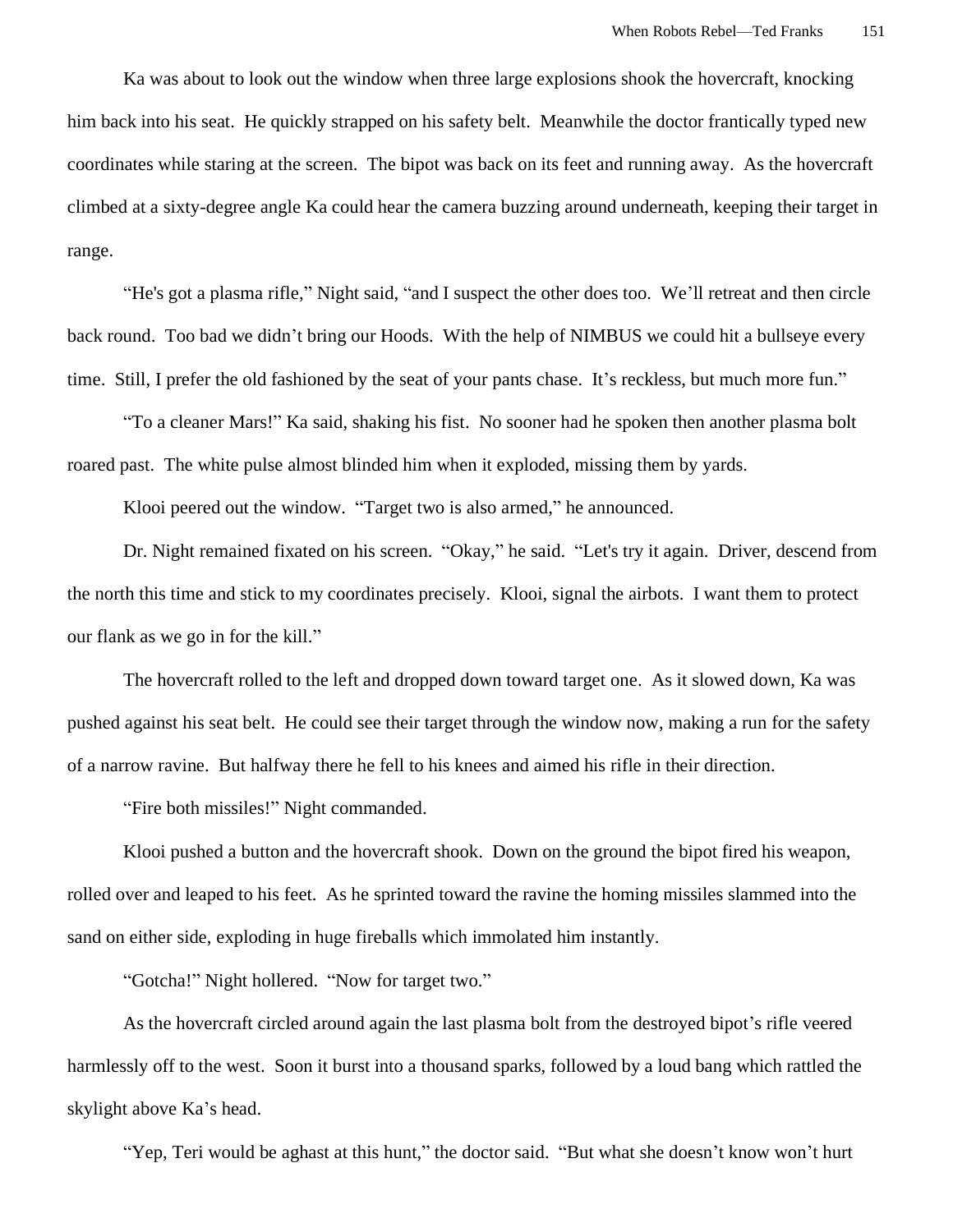Ka was about to look out the window when three large explosions shook the hovercraft, knocking him back into his seat. He quickly strapped on his safety belt. Meanwhile the doctor frantically typed new coordinates while staring at the screen. The bipot was back on its feet and running away. As the hovercraft climbed at a sixty-degree angle Ka could hear the camera buzzing around underneath, keeping their target in range.

"He's got a plasma rifle," Night said, "and I suspect the other does too. We'll retreat and then circle back round. Too bad we didn't bring our Hoods. With the help of NIMBUS we could hit a bullseye every time. Still, I prefer the old fashioned by the seat of your pants chase. It's reckless, but much more fun."

"To a cleaner Mars!" Ka said, shaking his fist. No sooner had he spoken then another plasma bolt roared past. The white pulse almost blinded him when it exploded, missing them by yards.

Klooi peered out the window. "Target two is also armed," he announced.

Dr. Night remained fixated on his screen. "Okay," he said. "Let's try it again. Driver, descend from the north this time and stick to my coordinates precisely. Klooi, signal the airbots. I want them to protect our flank as we go in for the kill."

The hovercraft rolled to the left and dropped down toward target one. As it slowed down, Ka was pushed against his seat belt. He could see their target through the window now, making a run for the safety of a narrow ravine. But halfway there he fell to his knees and aimed his rifle in their direction.

"Fire both missiles!" Night commanded.

Klooi pushed a button and the hovercraft shook. Down on the ground the bipot fired his weapon, rolled over and leaped to his feet. As he sprinted toward the ravine the homing missiles slammed into the sand on either side, exploding in huge fireballs which immolated him instantly.

"Gotcha!" Night hollered. "Now for target two."

As the hovercraft circled around again the last plasma bolt from the destroyed bipot's rifle veered harmlessly off to the west. Soon it burst into a thousand sparks, followed by a loud bang which rattled the skylight above Ka's head.

"Yep, Teri would be aghast at this hunt," the doctor said. "But what she doesn't know won't hurt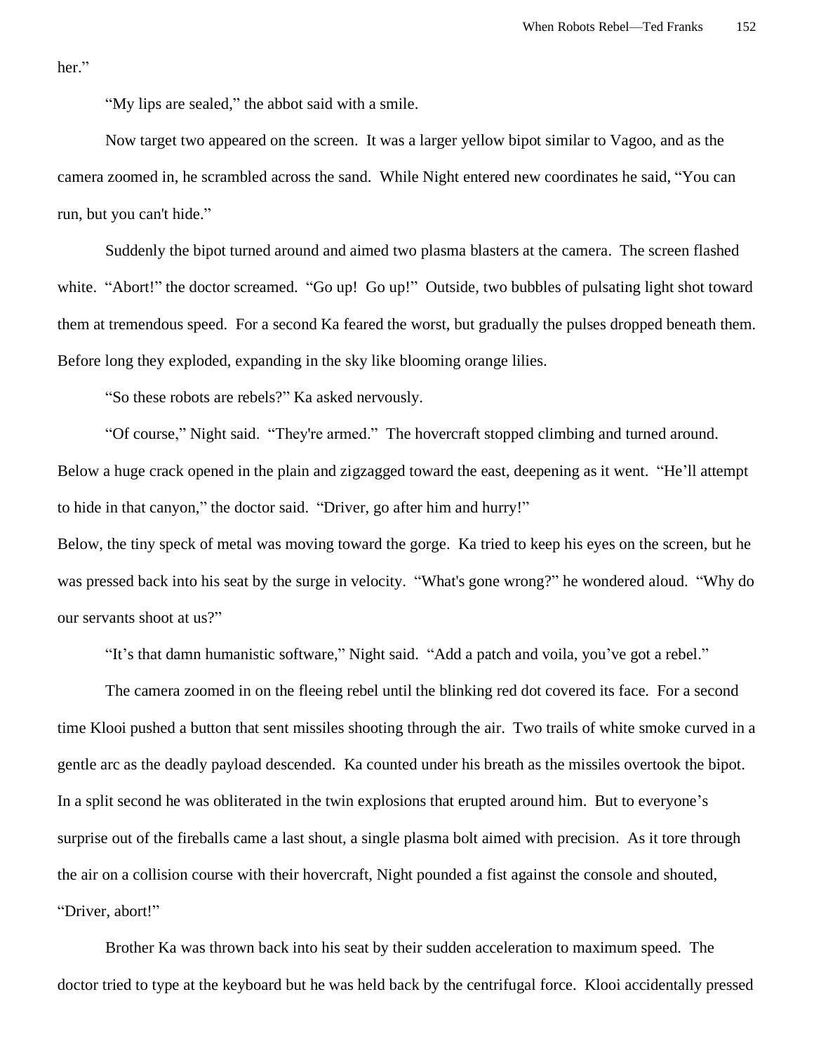her."

"My lips are sealed," the abbot said with a smile.

Now target two appeared on the screen. It was a larger yellow bipot similar to Vagoo, and as the camera zoomed in, he scrambled across the sand. While Night entered new coordinates he said, "You can run, but you can't hide."

Suddenly the bipot turned around and aimed two plasma blasters at the camera. The screen flashed white. "Abort!" the doctor screamed. "Go up! Go up!" Outside, two bubbles of pulsating light shot toward them at tremendous speed. For a second Ka feared the worst, but gradually the pulses dropped beneath them. Before long they exploded, expanding in the sky like blooming orange lilies.

"So these robots are rebels?" Ka asked nervously.

"Of course," Night said. "They're armed." The hovercraft stopped climbing and turned around. Below a huge crack opened in the plain and zigzagged toward the east, deepening as it went. "He'll attempt to hide in that canyon," the doctor said. "Driver, go after him and hurry!"

Below, the tiny speck of metal was moving toward the gorge. Ka tried to keep his eyes on the screen, but he was pressed back into his seat by the surge in velocity. "What's gone wrong?" he wondered aloud. "Why do our servants shoot at us?"

"It's that damn humanistic software," Night said. "Add a patch and voila, you've got a rebel."

The camera zoomed in on the fleeing rebel until the blinking red dot covered its face. For a second time Klooi pushed a button that sent missiles shooting through the air. Two trails of white smoke curved in a gentle arc as the deadly payload descended. Ka counted under his breath as the missiles overtook the bipot. In a split second he was obliterated in the twin explosions that erupted around him. But to everyone's surprise out of the fireballs came a last shout, a single plasma bolt aimed with precision. As it tore through the air on a collision course with their hovercraft, Night pounded a fist against the console and shouted, "Driver, abort!"

Brother Ka was thrown back into his seat by their sudden acceleration to maximum speed. The doctor tried to type at the keyboard but he was held back by the centrifugal force. Klooi accidentally pressed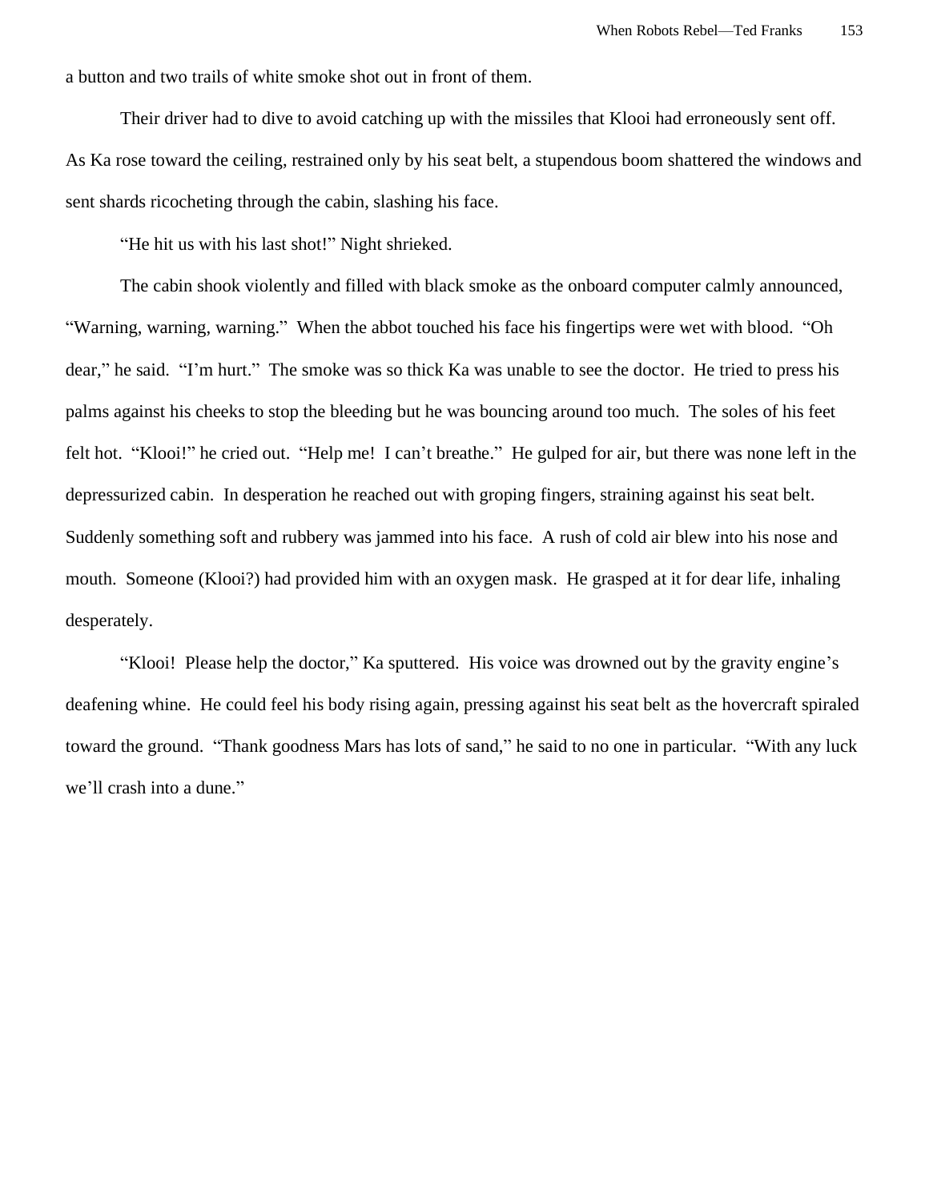a button and two trails of white smoke shot out in front of them.

Their driver had to dive to avoid catching up with the missiles that Klooi had erroneously sent off. As Ka rose toward the ceiling, restrained only by his seat belt, a stupendous boom shattered the windows and sent shards ricocheting through the cabin, slashing his face.

"He hit us with his last shot!" Night shrieked.

The cabin shook violently and filled with black smoke as the onboard computer calmly announced, "Warning, warning, warning." When the abbot touched his face his fingertips were wet with blood. "Oh dear," he said. "I'm hurt." The smoke was so thick Ka was unable to see the doctor. He tried to press his palms against his cheeks to stop the bleeding but he was bouncing around too much. The soles of his feet felt hot. "Klooi!" he cried out. "Help me! I can't breathe." He gulped for air, but there was none left in the depressurized cabin. In desperation he reached out with groping fingers, straining against his seat belt. Suddenly something soft and rubbery was jammed into his face. A rush of cold air blew into his nose and mouth. Someone (Klooi?) had provided him with an oxygen mask. He grasped at it for dear life, inhaling desperately.

"Klooi! Please help the doctor," Ka sputtered. His voice was drowned out by the gravity engine's deafening whine. He could feel his body rising again, pressing against his seat belt as the hovercraft spiraled toward the ground. "Thank goodness Mars has lots of sand," he said to no one in particular. "With any luck we'll crash into a dune."